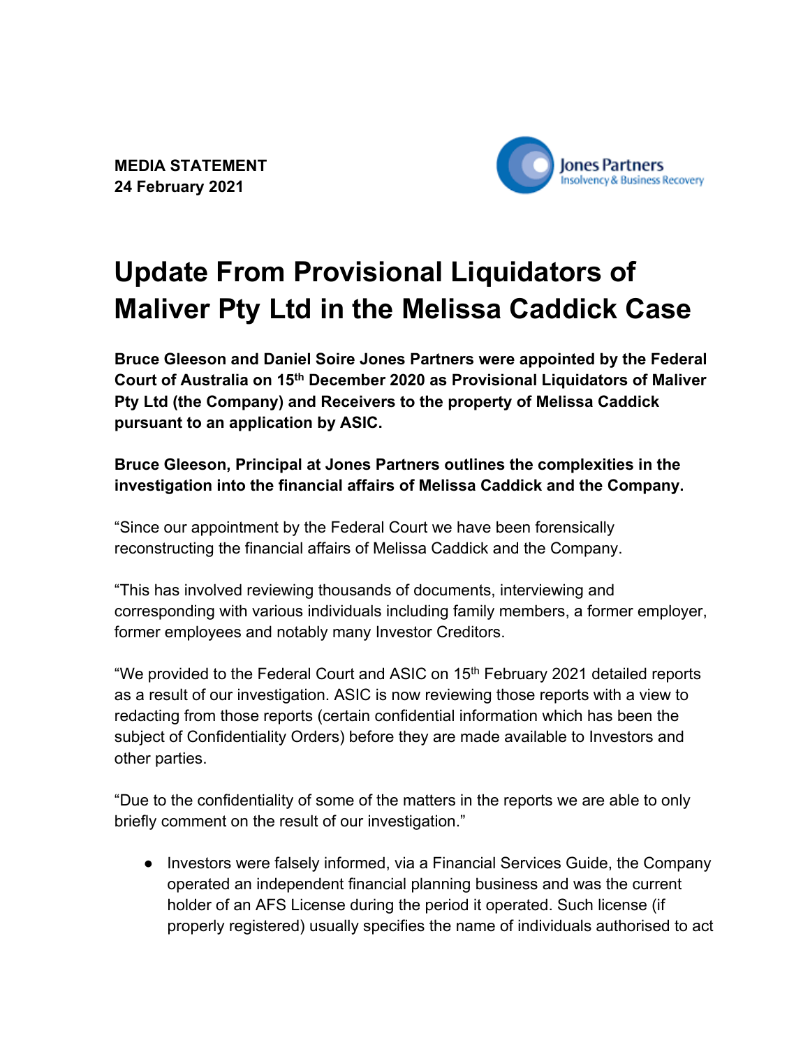**MEDIA STATEMENT**
**24 February 2021**

Jones Partners
Insolvency & Business Recovery

# Update From Provisional Liquidators of Maliver Pty Ltd in the Melissa Caddick Case

**Bruce Gleeson and Daniel Soire Jones Partners were appointed by the Federal Court of Australia on 15th December 2020 as Provisional Liquidators of Maliver Pty Ltd (the Company) and Receivers to the property of Melissa Caddick pursuant to an application by ASIC.**

**Bruce Gleeson, Principal at Jones Partners outlines the complexities in the investigation into the financial affairs of Melissa Caddick and the Company.**

"Since our appointment by the Federal Court we have been forensically reconstructing the financial affairs of Melissa Caddick and the Company.

"This has involved reviewing thousands of documents, interviewing and corresponding with various individuals including family members, a former employer, former employees and notably many Investor Creditors.

"We provided to the Federal Court and ASIC on 15th February 2021 detailed reports as a result of our investigation. ASIC is now reviewing those reports with a view to redacting from those reports (certain confidential information which has been the subject of Confidentiality Orders) before they are made available to Investors and other parties.

"Due to the confidentiality of some of the matters in the reports we are able to only briefly comment on the result of our investigation."

- Investors were falsely informed, via a Financial Services Guide, the Company operated an independent financial planning business and was the current holder of an AFS License during the period it operated. Such license (if properly registered) usually specifies the name of individuals authorised to act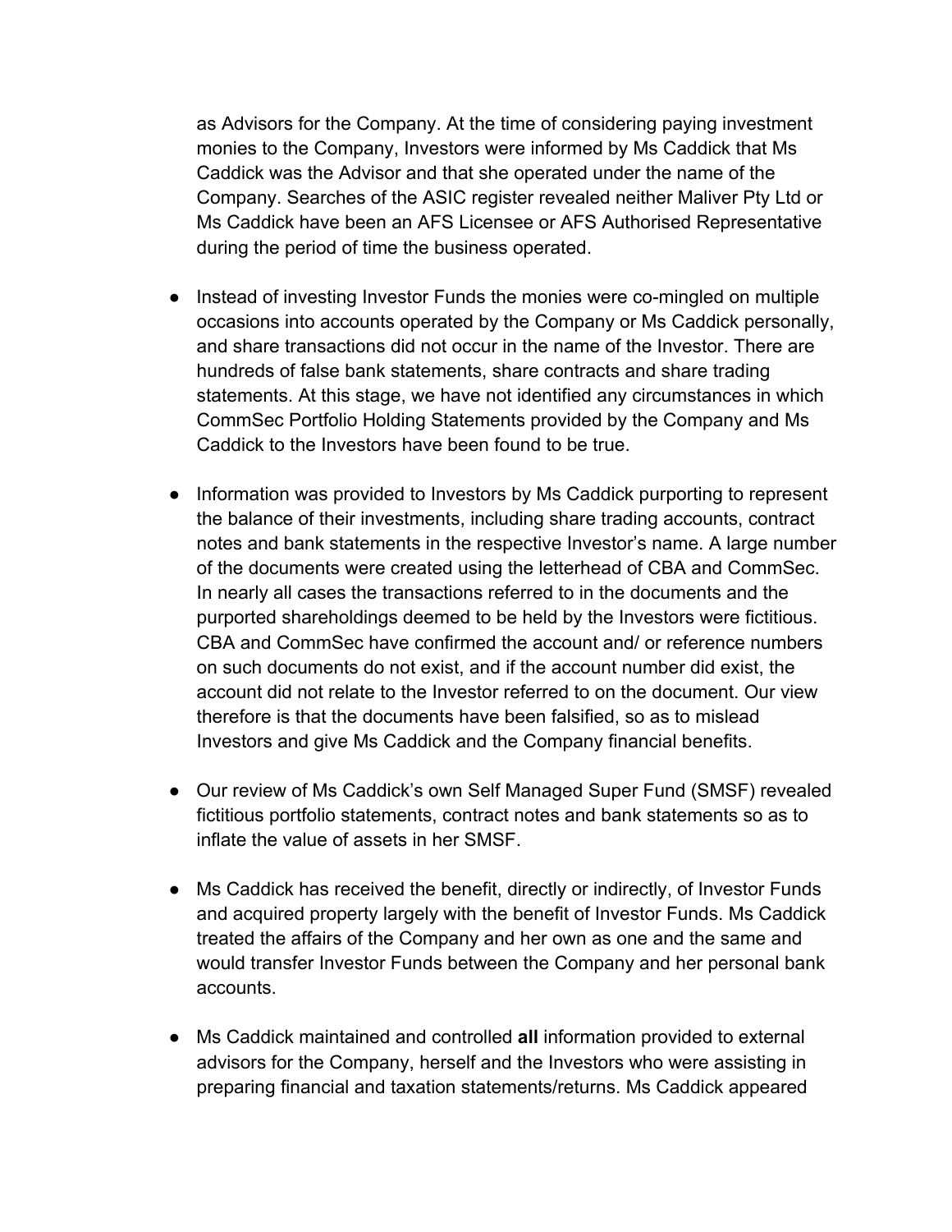as Advisors for the Company. At the time of considering paying investment monies to the Company, Investors were informed by Ms Caddick that Ms Caddick was the Advisor and that she operated under the name of the Company. Searches of the ASIC register revealed neither Maliver Pty Ltd or Ms Caddick have been an AFS Licensee or AFS Authorised Representative during the period of time the business operated.

- Instead of investing Investor Funds the monies were co-mingled on multiple occasions into accounts operated by the Company or Ms Caddick personally, and share transactions did not occur in the name of the Investor. There are hundreds of false bank statements, share contracts and share trading statements. At this stage, we have not identified any circumstances in which CommSec Portfolio Holding Statements provided by the Company and Ms Caddick to the Investors have been found to be true.

- Information was provided to Investors by Ms Caddick purporting to represent the balance of their investments, including share trading accounts, contract notes and bank statements in the respective Investor's name. A large number of the documents were created using the letterhead of CBA and CommSec. In nearly all cases the transactions referred to in the documents and the purported shareholdings deemed to be held by the Investors were fictitious. CBA and CommSec have confirmed the account and/ or reference numbers on such documents do not exist, and if the account number did exist, the account did not relate to the Investor referred to on the document. Our view therefore is that the documents have been falsified, so as to mislead Investors and give Ms Caddick and the Company financial benefits.

- Our review of Ms Caddick's own Self Managed Super Fund (SMSF) revealed fictitious portfolio statements, contract notes and bank statements so as to inflate the value of assets in her SMSF.

- Ms Caddick has received the benefit, directly or indirectly, of Investor Funds and acquired property largely with the benefit of Investor Funds. Ms Caddick treated the affairs of the Company and her own as one and the same and would transfer Investor Funds between the Company and her personal bank accounts.

- Ms Caddick maintained and controlled **all** information provided to external advisors for the Company, herself and the Investors who were assisting in preparing financial and taxation statements/returns. Ms Caddick appeared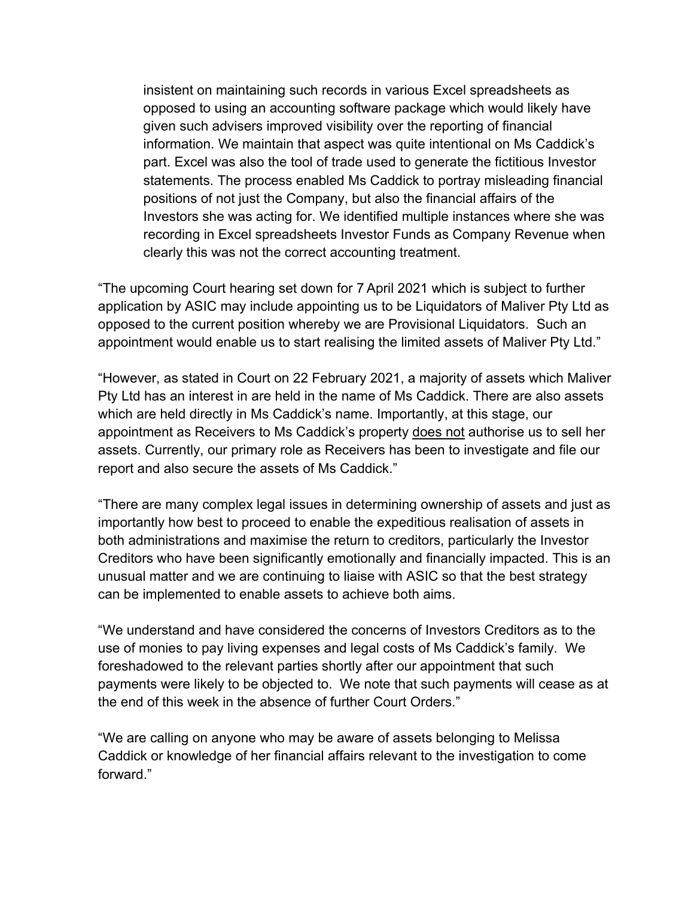> insistent on maintaining such records in various Excel spreadsheets as opposed to using an accounting software package which would likely have given such advisers improved visibility over the reporting of financial information. We maintain that aspect was quite intentional on Ms Caddick's part. Excel was also the tool of trade used to generate the fictitious Investor statements. The process enabled Ms Caddick to portray misleading financial positions of not just the Company, but also the financial affairs of the Investors she was acting for. We identified multiple instances where she was recording in Excel spreadsheets Investor Funds as Company Revenue when clearly this was not the correct accounting treatment.

"The upcoming Court hearing set down for 7 April 2021 which is subject to further application by ASIC may include appointing us to be Liquidators of Maliver Pty Ltd as opposed to the current position whereby we are Provisional Liquidators. Such an appointment would enable us to start realising the limited assets of Maliver Pty Ltd."

"However, as stated in Court on 22 February 2021, a majority of assets which Maliver Pty Ltd has an interest in are held in the name of Ms Caddick. There are also assets which are held directly in Ms Caddick's name. Importantly, at this stage, our appointment as Receivers to Ms Caddick's property <u>does not</u> authorise us to sell her assets. Currently, our primary role as Receivers has been to investigate and file our report and also secure the assets of Ms Caddick."

"There are many complex legal issues in determining ownership of assets and just as importantly how best to proceed to enable the expeditious realisation of assets in both administrations and maximise the return to creditors, particularly the Investor Creditors who have been significantly emotionally and financially impacted. This is an unusual matter and we are continuing to liaise with ASIC so that the best strategy can be implemented to enable assets to achieve both aims.

"We understand and have considered the concerns of Investors Creditors as to the use of monies to pay living expenses and legal costs of Ms Caddick's family. We foreshadowed to the relevant parties shortly after our appointment that such payments were likely to be objected to. We note that such payments will cease as at the end of this week in the absence of further Court Orders."

"We are calling on anyone who may be aware of assets belonging to Melissa Caddick or knowledge of her financial affairs relevant to the investigation to come forward."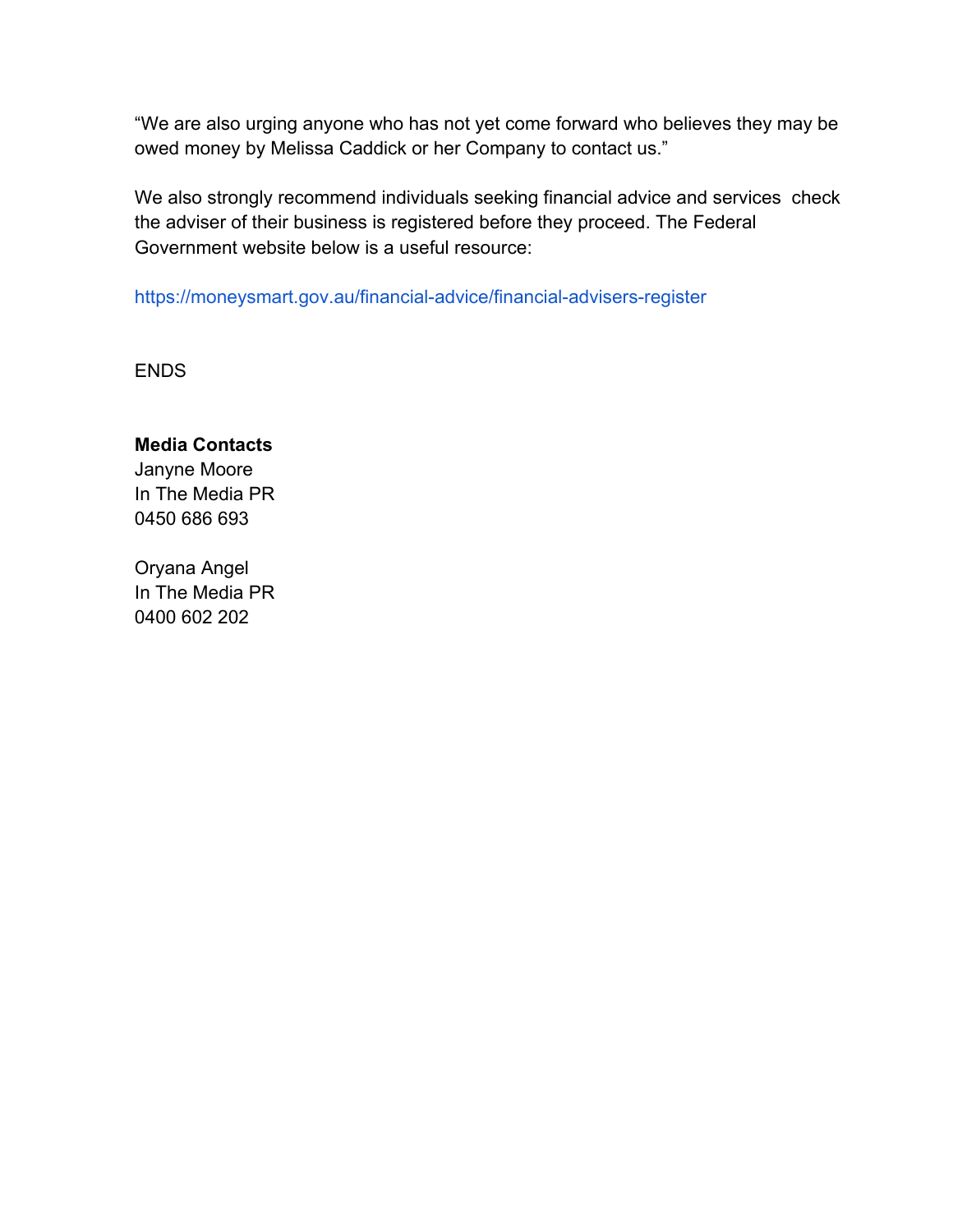"We are also urging anyone who has not yet come forward who believes they may be owed money by Melissa Caddick or her Company to contact us."

We also strongly recommend individuals seeking financial advice and services  check the adviser of their business is registered before they proceed. The Federal Government website below is a useful resource:

https://moneysmart.gov.au/financial-advice/financial-advisers-register

ENDS

**Media Contacts**
Janyne Moore
In The Media PR
0450 686 693

Oryana Angel
In The Media PR
0400 602 202